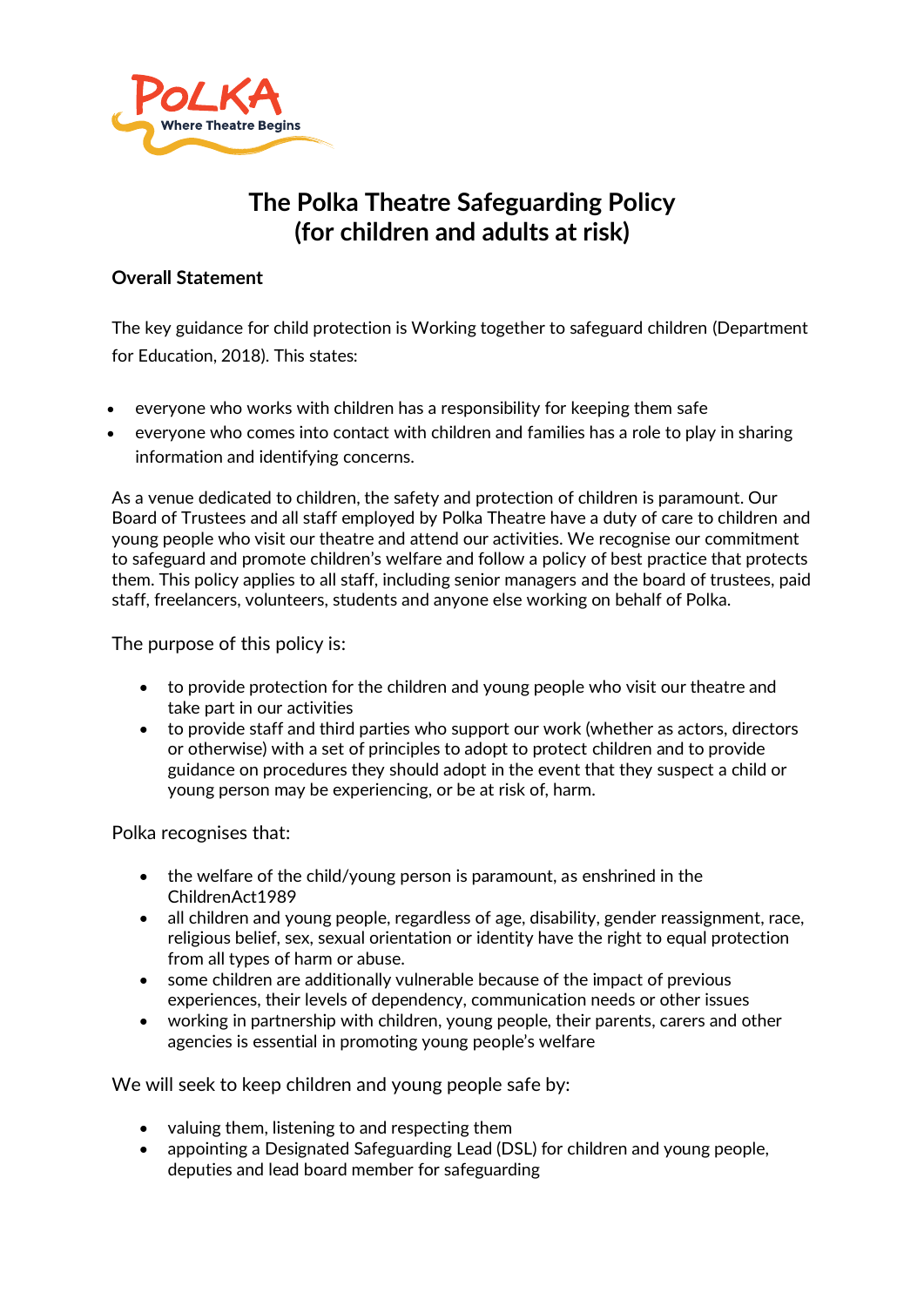# The Polka Theatre Safeguarding Policy
# (for children and adults at risk)

**Overall Statement**

The key guidance for child protection is Working together to safeguard children (Department for Education, 2018). This states:

- everyone who works with children has a responsibility for keeping them safe
- everyone who comes into contact with children and families has a role to play in sharing information and identifying concerns.

As a venue dedicated to children, the safety and protection of children is paramount. Our Board of Trustees and all staff employed by Polka Theatre have a duty of care to children and young people who visit our theatre and attend our activities. We recognise our commitment to safeguard and promote children's welfare and follow a policy of best practice that protects them. This policy applies to all staff, including senior managers and the board of trustees, paid staff, freelancers, volunteers, students and anyone else working on behalf of Polka.

The purpose of this policy is:

- to provide protection for the children and young people who visit our theatre and take part in our activities
- to provide staff and third parties who support our work (whether as actors, directors or otherwise) with a set of principles to adopt to protect children and to provide guidance on procedures they should adopt in the event that they suspect a child or young person may be experiencing, or be at risk of, harm.

Polka recognises that:

- the welfare of the child/young person is paramount, as enshrined in the ChildrenAct1989
- all children and young people, regardless of age, disability, gender reassignment, race, religious belief, sex, sexual orientation or identity have the right to equal protection from all types of harm or abuse.
- some children are additionally vulnerable because of the impact of previous experiences, their levels of dependency, communication needs or other issues
- working in partnership with children, young people, their parents, carers and other agencies is essential in promoting young people's welfare

We will seek to keep children and young people safe by:

- valuing them, listening to and respecting them
- appointing a Designated Safeguarding Lead (DSL) for children and young people, deputies and lead board member for safeguarding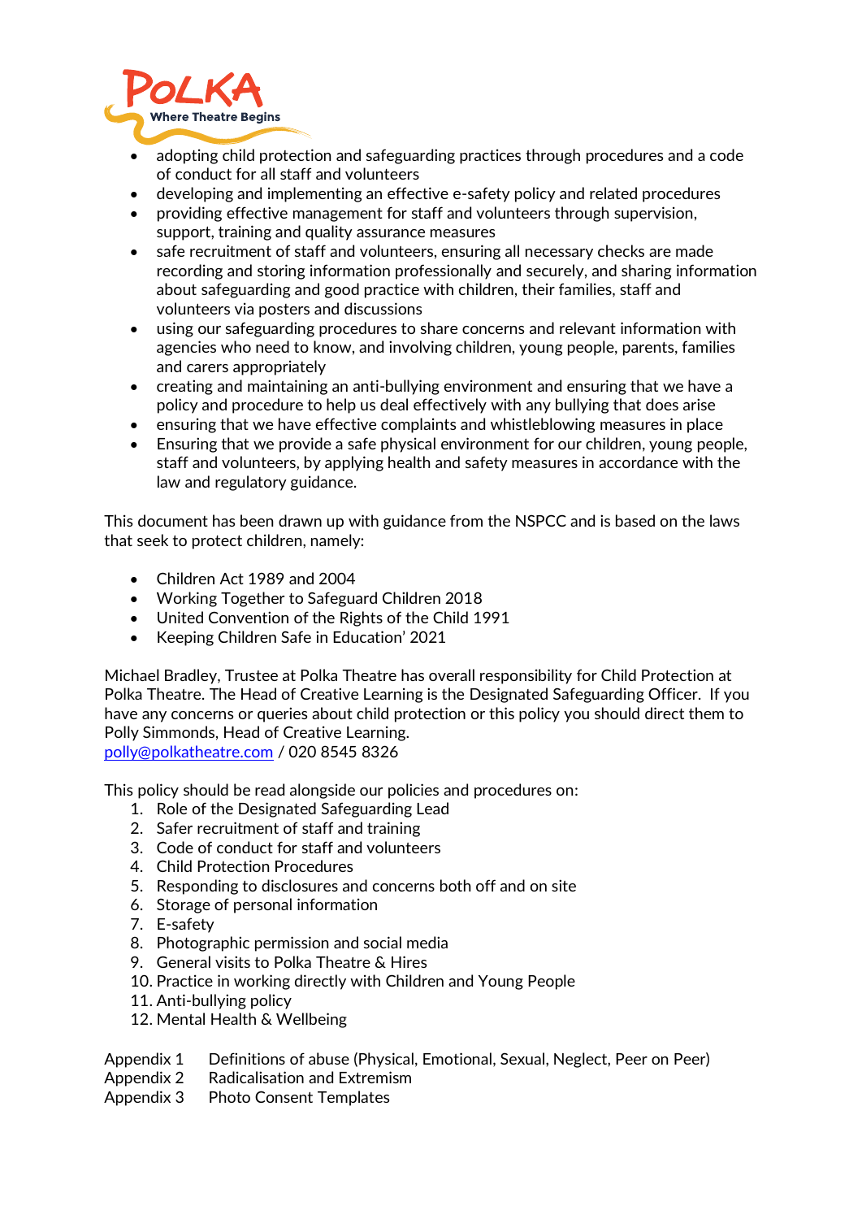- adopting child protection and safeguarding practices through procedures and a code of conduct for all staff and volunteers
- developing and implementing an effective e-safety policy and related procedures
- providing effective management for staff and volunteers through supervision, support, training and quality assurance measures
- safe recruitment of staff and volunteers, ensuring all necessary checks are made recording and storing information professionally and securely, and sharing information about safeguarding and good practice with children, their families, staff and volunteers via posters and discussions
- using our safeguarding procedures to share concerns and relevant information with agencies who need to know, and involving children, young people, parents, families and carers appropriately
- creating and maintaining an anti-bullying environment and ensuring that we have a policy and procedure to help us deal effectively with any bullying that does arise
- ensuring that we have effective complaints and whistleblowing measures in place
- Ensuring that we provide a safe physical environment for our children, young people, staff and volunteers, by applying health and safety measures in accordance with the law and regulatory guidance.

This document has been drawn up with guidance from the NSPCC and is based on the laws that seek to protect children, namely:

- Children Act 1989 and 2004
- Working Together to Safeguard Children 2018
- United Convention of the Rights of the Child 1991
- Keeping Children Safe in Education' 2021

Michael Bradley, Trustee at Polka Theatre has overall responsibility for Child Protection at Polka Theatre. The Head of Creative Learning is the Designated Safeguarding Officer. If you have any concerns or queries about child protection or this policy you should direct them to Polly Simmonds, Head of Creative Learning.
polly@polkatheatre.com / 020 8545 8326

This policy should be read alongside our policies and procedures on:

1. Role of the Designated Safeguarding Lead
2. Safer recruitment of staff and training
3. Code of conduct for staff and volunteers
4. Child Protection Procedures
5. Responding to disclosures and concerns both off and on site
6. Storage of personal information
7. E-safety
8. Photographic permission and social media
9. General visits to Polka Theatre & Hires
10. Practice in working directly with Children and Young People
11. Anti-bullying policy
12. Mental Health & Wellbeing

Appendix 1 Definitions of abuse (Physical, Emotional, Sexual, Neglect, Peer on Peer)
Appendix 2 Radicalisation and Extremism
Appendix 3 Photo Consent Templates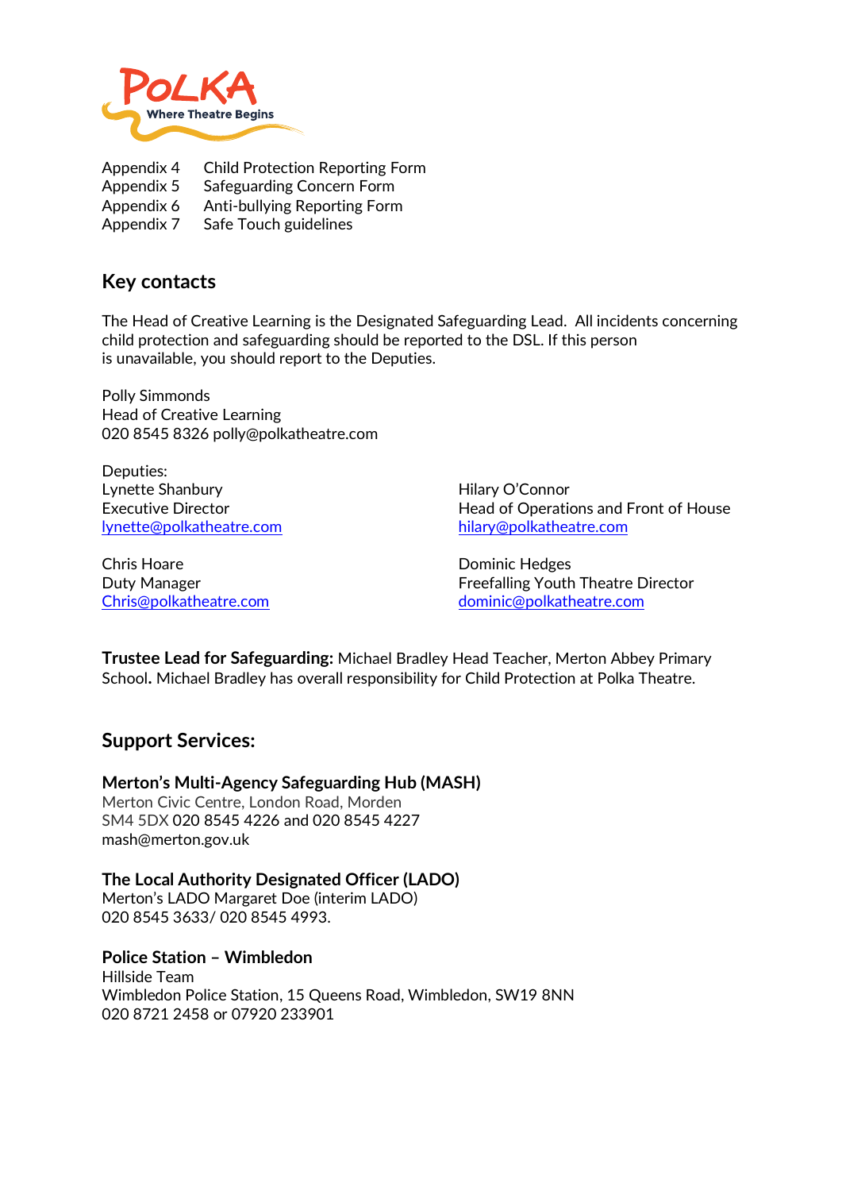Appendix 4 Child Protection Reporting Form
Appendix 5 Safeguarding Concern Form
Appendix 6 Anti-bullying Reporting Form
Appendix 7 Safe Touch guidelines

## Key contacts

The Head of Creative Learning is the Designated Safeguarding Lead. All incidents concerning child protection and safeguarding should be reported to the DSL. If this person is unavailable, you should report to the Deputies.

Polly Simmonds
Head of Creative Learning
020 8545 8326 polly@polkatheatre.com

Deputies:

Lynette Shanbury
Executive Director
lynette@polkatheatre.com

Hilary O'Connor
Head of Operations and Front of House
hilary@polkatheatre.com

Chris Hoare
Duty Manager
Chris@polkatheatre.com

Dominic Hedges
Freefalling Youth Theatre Director
dominic@polkatheatre.com

**Trustee Lead for Safeguarding:** Michael Bradley Head Teacher, Merton Abbey Primary School. Michael Bradley has overall responsibility for Child Protection at Polka Theatre.

## Support Services:

**Merton's Multi-Agency Safeguarding Hub (MASH)**
Merton Civic Centre, London Road, Morden
SM4 5DX 020 8545 4226 and 020 8545 4227
mash@merton.gov.uk

**The Local Authority Designated Officer (LADO)**
Merton's LADO Margaret Doe (interim LADO)
020 8545 3633/ 020 8545 4993.

**Police Station – Wimbledon**
Hillside Team
Wimbledon Police Station, 15 Queens Road, Wimbledon, SW19 8NN
020 8721 2458 or 07920 233901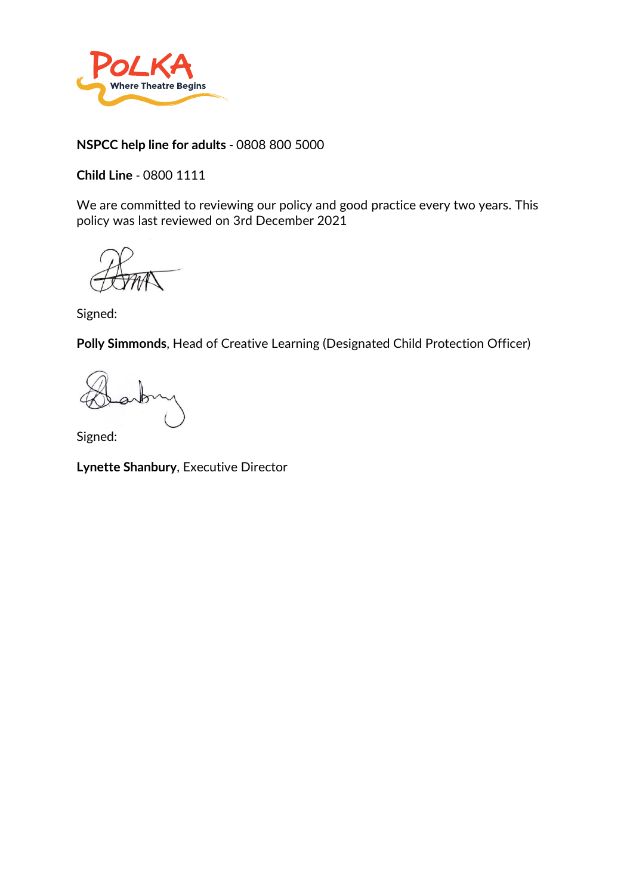**NSPCC help line for adults -** 0808 800 5000

**Child Line** - 0800 1111

We are committed to reviewing our policy and good practice every two years. This policy was last reviewed on 3rd December 2021

Signed:

**Polly Simmonds**, Head of Creative Learning (Designated Child Protection Officer)

Signed:

**Lynette Shanbury**, Executive Director